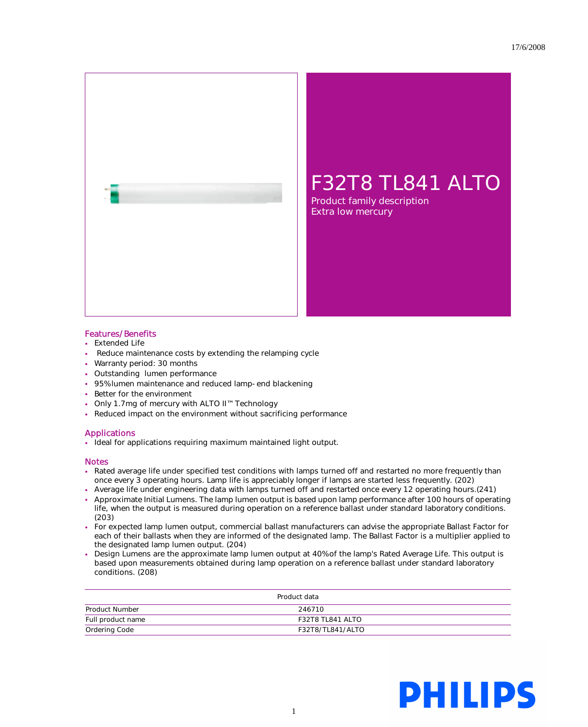17/6/2008

# F32T8 TL841 ALTO

Product family description
Extra low mercury

## Features/Benefits

- Extended Life
- Reduce maintenance costs by extending the relamping cycle
- Warranty period: 30 months
- Outstanding lumen performance
- 95% lumen maintenance and reduced lamp-end blackening
- Better for the environment
- Only 1.7mg of mercury with ALTO II™ Technology
- Reduced impact on the environment without sacrificing performance

## Applications

- Ideal for applications requiring maximum maintained light output.

## Notes

- Rated average life under specified test conditions with lamps turned off and restarted no more frequently than once every 3 operating hours. Lamp life is appreciably longer if lamps are started less frequently. (202)
- Average life under engineering data with lamps turned off and restarted once every 12 operating hours.(241)
- Approximate Initial Lumens. The lamp lumen output is based upon lamp performance after 100 hours of operating life, when the output is measured during operation on a reference ballast under standard laboratory conditions. (203)
- For expected lamp lumen output, commercial ballast manufacturers can advise the appropriate Ballast Factor for each of their ballasts when they are informed of the designated lamp. The Ballast Factor is a multiplier applied to the designated lamp lumen output. (204)
- Design Lumens are the approximate lamp lumen output at 40% of the lamp's Rated Average Life. This output is based upon measurements obtained during lamp operation on a reference ballast under standard laboratory conditions. (208)

| Product data | |
|---|---|
| Product Number | 246710 |
| Full product name | F32T8 TL841 ALTO |
| Ordering Code | F32T8/TL841/ALTO |

PHILIPS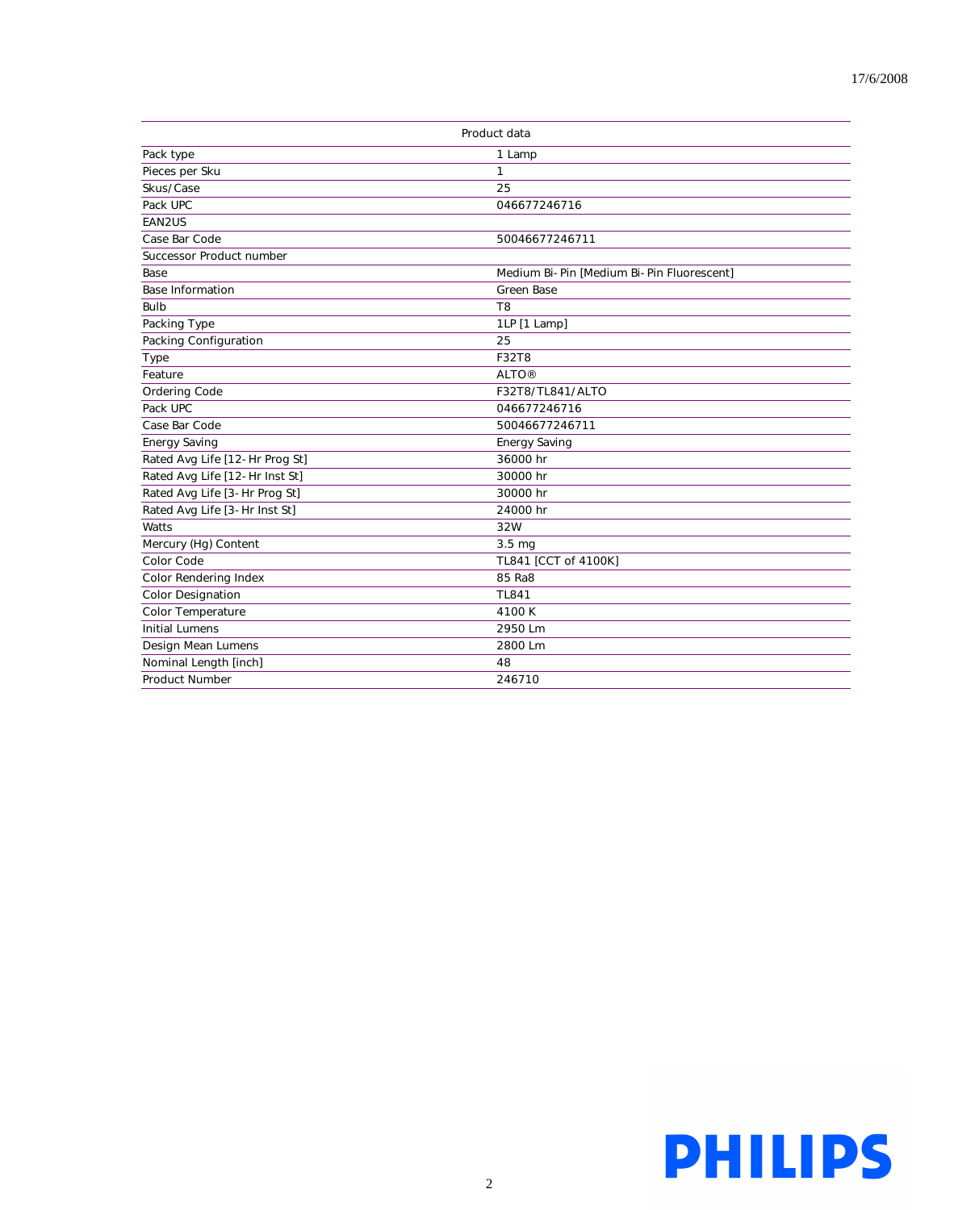| Product data | |
|---|---|
| Pack type | 1 Lamp |
| Pieces per Sku | 1 |
| Skus/Case | 25 |
| Pack UPC | 046677246716 |
| EAN2US | |
| Case Bar Code | 50046677246711 |
| Successor Product number | |
| Base | Medium Bi-Pin [Medium Bi-Pin Fluorescent] |
| Base Information | Green Base |
| Bulb | T8 |
| Packing Type | 1LP [1 Lamp] |
| Packing Configuration | 25 |
| Type | F32T8 |
| Feature | ALTO® |
| Ordering Code | F32T8/TL841/ALTO |
| Pack UPC | 046677246716 |
| Case Bar Code | 50046677246711 |
| Energy Saving | Energy Saving |
| Rated Avg Life [12-Hr Prog St] | 36000 hr |
| Rated Avg Life [12-Hr Inst St] | 30000 hr |
| Rated Avg Life [3-Hr Prog St] | 30000 hr |
| Rated Avg Life [3-Hr Inst St] | 24000 hr |
| Watts | 32W |
| Mercury (Hg) Content | 3.5 mg |
| Color Code | TL841 [CCT of 4100K] |
| Color Rendering Index | 85 Ra8 |
| Color Designation | TL841 |
| Color Temperature | 4100 K |
| Initial Lumens | 2950 Lm |
| Design Mean Lumens | 2800 Lm |
| Nominal Length [inch] | 48 |
| Product Number | 246710 |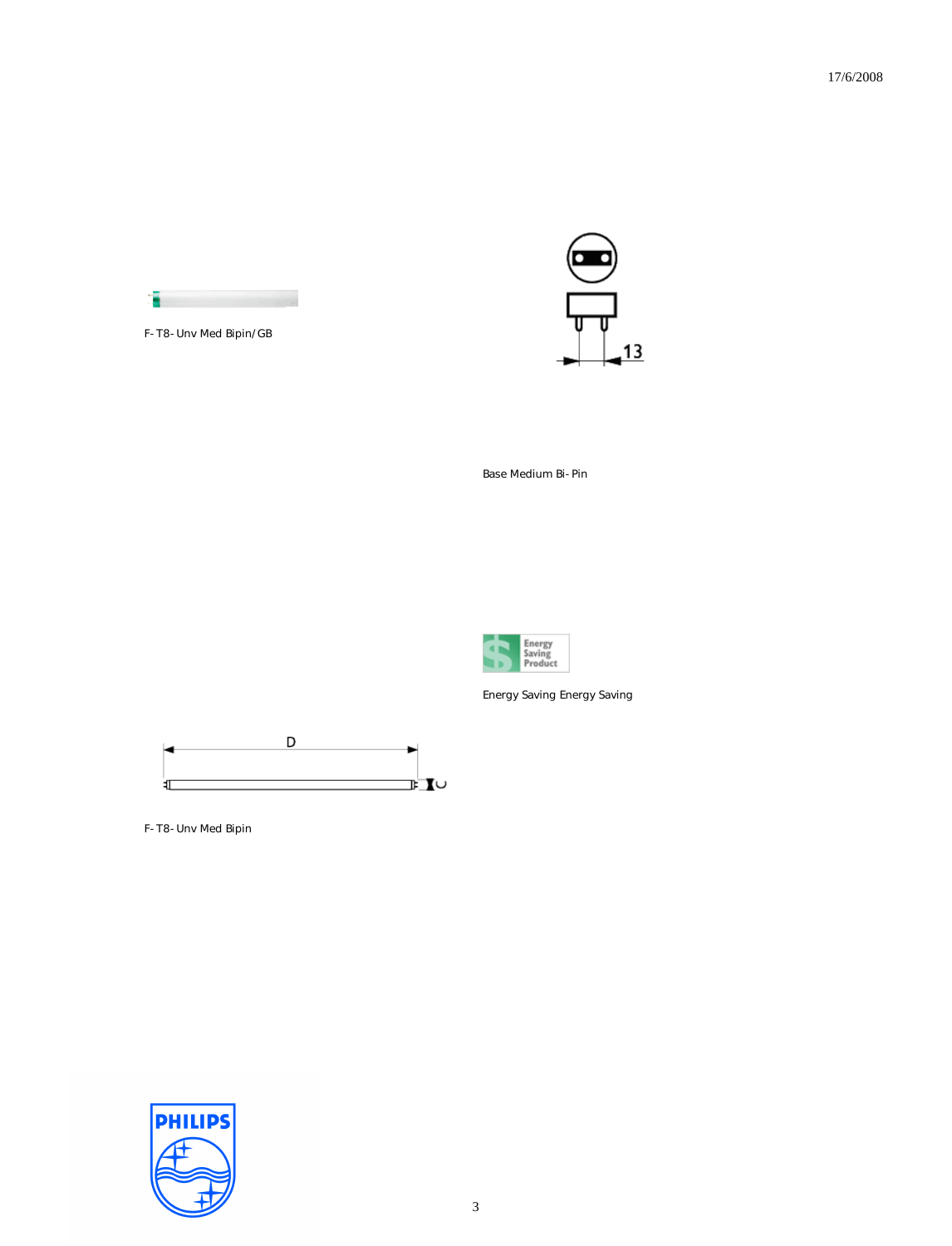F-T8-Unv Med Bipin/GB

13

Base Medium Bi-Pin

Energy Saving Product

Energy Saving Energy Saving

D

F-T8-Unv Med Bipin